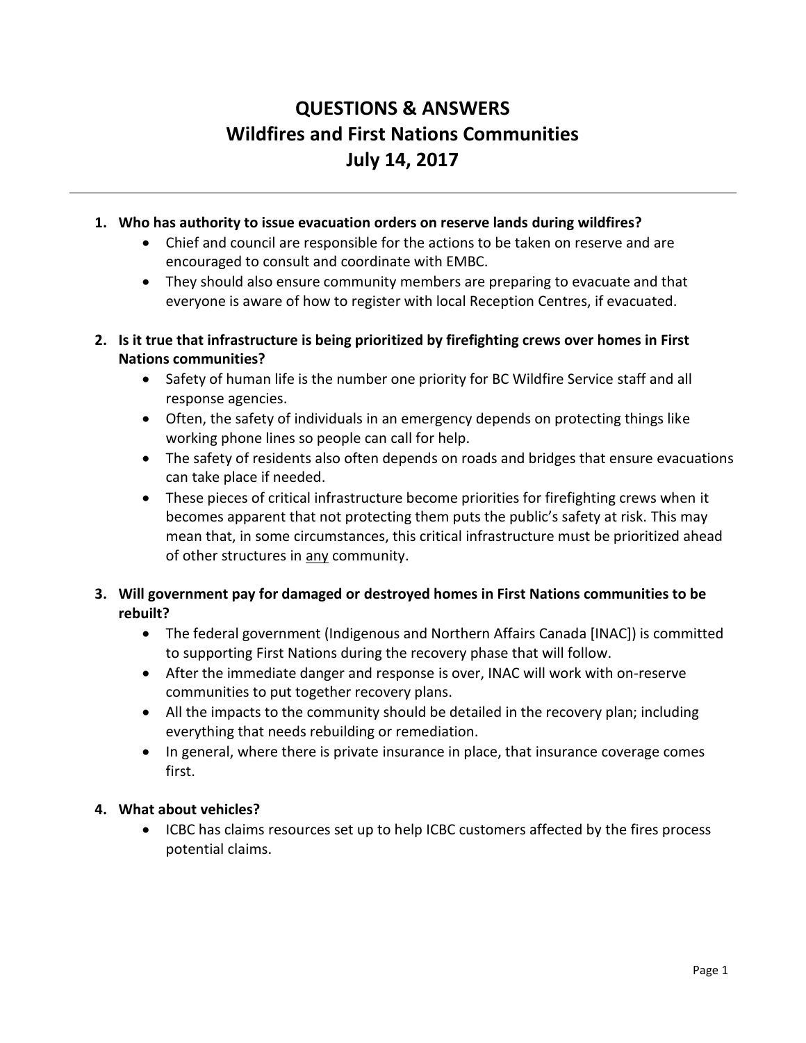# QUESTIONS & ANSWERS
# Wildfires and First Nations Communities
# July 14, 2017

---

1. **Who has authority to issue evacuation orders on reserve lands during wildfires?**
    - Chief and council are responsible for the actions to be taken on reserve and are encouraged to consult and coordinate with EMBC.
    - They should also ensure community members are preparing to evacuate and that everyone is aware of how to register with local Reception Centres, if evacuated.

2. **Is it true that infrastructure is being prioritized by firefighting crews over homes in First Nations communities?**
    - Safety of human life is the number one priority for BC Wildfire Service staff and all response agencies.
    - Often, the safety of individuals in an emergency depends on protecting things like working phone lines so people can call for help.
    - The safety of residents also often depends on roads and bridges that ensure evacuations can take place if needed.
    - These pieces of critical infrastructure become priorities for firefighting crews when it becomes apparent that not protecting them puts the public's safety at risk. This may mean that, in some circumstances, this critical infrastructure must be prioritized ahead of other structures in <u>any</u> community.

3. **Will government pay for damaged or destroyed homes in First Nations communities to be rebuilt?**
    - The federal government (Indigenous and Northern Affairs Canada [INAC]) is committed to supporting First Nations during the recovery phase that will follow.
    - After the immediate danger and response is over, INAC will work with on-reserve communities to put together recovery plans.
    - All the impacts to the community should be detailed in the recovery plan; including everything that needs rebuilding or remediation.
    - In general, where there is private insurance in place, that insurance coverage comes first.

4. **What about vehicles?**
    - ICBC has claims resources set up to help ICBC customers affected by the fires process potential claims.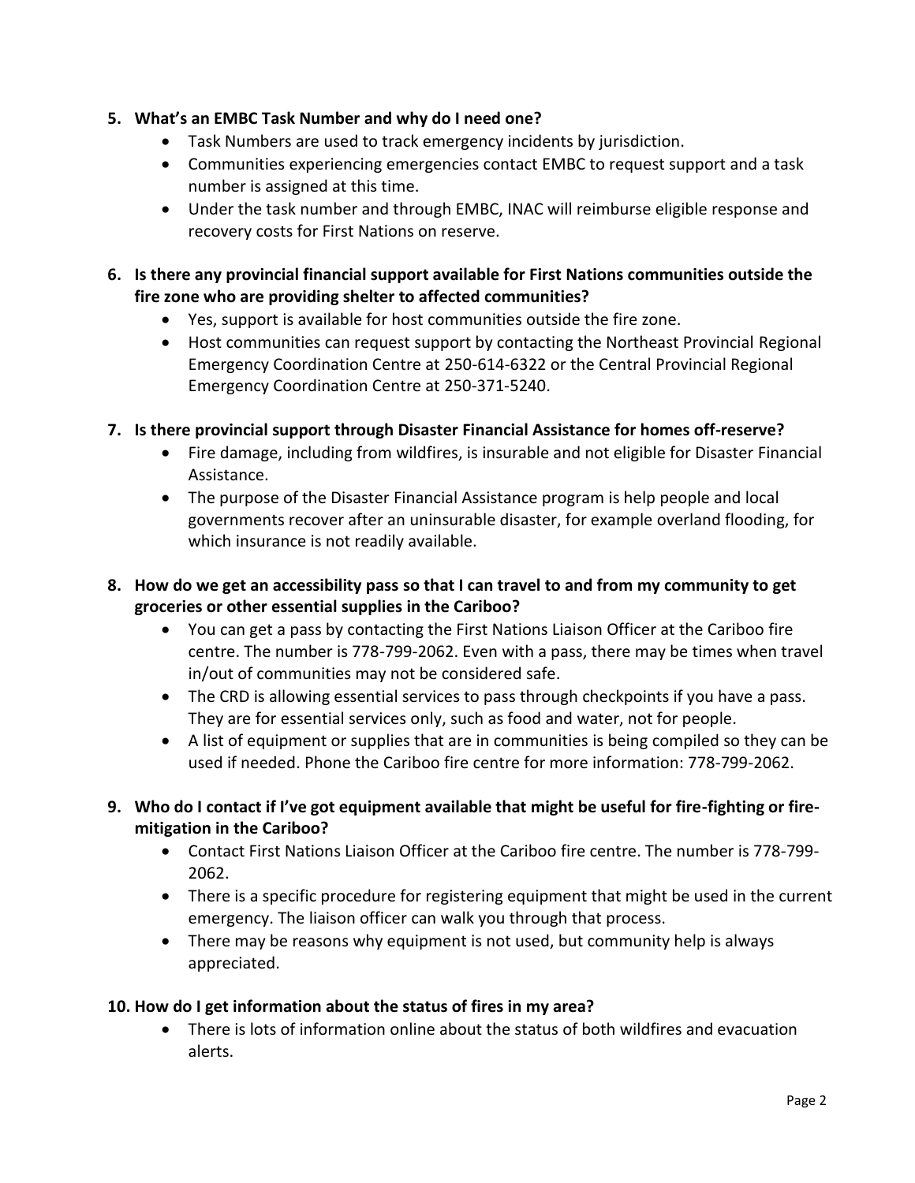5. **What's an EMBC Task Number and why do I need one?**
    - Task Numbers are used to track emergency incidents by jurisdiction.
    - Communities experiencing emergencies contact EMBC to request support and a task number is assigned at this time.
    - Under the task number and through EMBC, INAC will reimburse eligible response and recovery costs for First Nations on reserve.

6. **Is there any provincial financial support available for First Nations communities outside the fire zone who are providing shelter to affected communities?**
    - Yes, support is available for host communities outside the fire zone.
    - Host communities can request support by contacting the Northeast Provincial Regional Emergency Coordination Centre at 250-614-6322 or the Central Provincial Regional Emergency Coordination Centre at 250-371-5240.

7. **Is there provincial support through Disaster Financial Assistance for homes off-reserve?**
    - Fire damage, including from wildfires, is insurable and not eligible for Disaster Financial Assistance.
    - The purpose of the Disaster Financial Assistance program is help people and local governments recover after an uninsurable disaster, for example overland flooding, for which insurance is not readily available.

8. **How do we get an accessibility pass so that I can travel to and from my community to get groceries or other essential supplies in the Cariboo?**
    - You can get a pass by contacting the First Nations Liaison Officer at the Cariboo fire centre. The number is 778-799-2062. Even with a pass, there may be times when travel in/out of communities may not be considered safe.
    - The CRD is allowing essential services to pass through checkpoints if you have a pass. They are for essential services only, such as food and water, not for people.
    - A list of equipment or supplies that are in communities is being compiled so they can be used if needed. Phone the Cariboo fire centre for more information: 778-799-2062.

9. **Who do I contact if I've got equipment available that might be useful for fire-fighting or fire-mitigation in the Cariboo?**
    - Contact First Nations Liaison Officer at the Cariboo fire centre. The number is 778-799-2062.
    - There is a specific procedure for registering equipment that might be used in the current emergency. The liaison officer can walk you through that process.
    - There may be reasons why equipment is not used, but community help is always appreciated.

10. **How do I get information about the status of fires in my area?**
    - There is lots of information online about the status of both wildfires and evacuation alerts.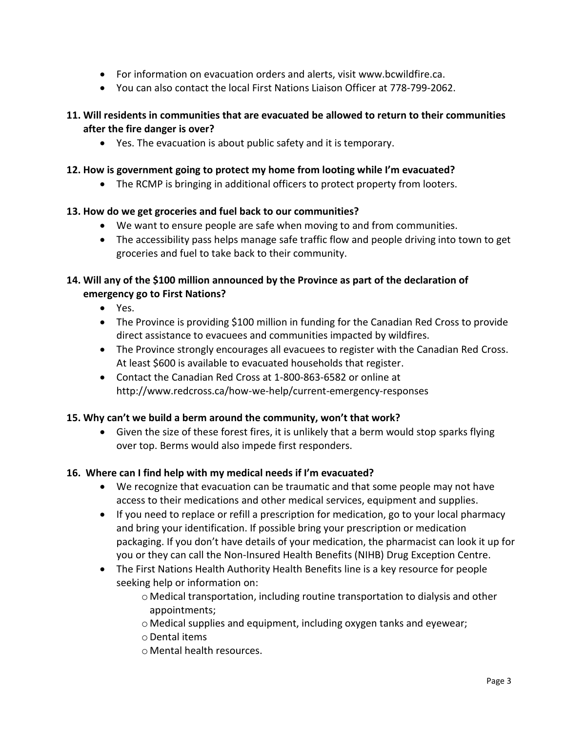- For information on evacuation orders and alerts, visit www.bcwildfire.ca.
- You can also contact the local First Nations Liaison Officer at 778-799-2062.

**11. Will residents in communities that are evacuated be allowed to return to their communities after the fire danger is over?**

- Yes. The evacuation is about public safety and it is temporary.

**12. How is government going to protect my home from looting while I'm evacuated?**

- The RCMP is bringing in additional officers to protect property from looters.

**13. How do we get groceries and fuel back to our communities?**

- We want to ensure people are safe when moving to and from communities.
- The accessibility pass helps manage safe traffic flow and people driving into town to get groceries and fuel to take back to their community.

**14. Will any of the $100 million announced by the Province as part of the declaration of emergency go to First Nations?**

- Yes.
- The Province is providing $100 million in funding for the Canadian Red Cross to provide direct assistance to evacuees and communities impacted by wildfires.
- The Province strongly encourages all evacuees to register with the Canadian Red Cross. At least $600 is available to evacuated households that register.
- Contact the Canadian Red Cross at 1-800-863-6582 or online at http://www.redcross.ca/how-we-help/current-emergency-responses

**15. Why can't we build a berm around the community, won't that work?**

- Given the size of these forest fires, it is unlikely that a berm would stop sparks flying over top. Berms would also impede first responders.

**16. Where can I find help with my medical needs if I'm evacuated?**

- We recognize that evacuation can be traumatic and that some people may not have access to their medications and other medical services, equipment and supplies.
- If you need to replace or refill a prescription for medication, go to your local pharmacy and bring your identification. If possible bring your prescription or medication packaging. If you don't have details of your medication, the pharmacist can look it up for you or they can call the Non-Insured Health Benefits (NIHB) Drug Exception Centre.
- The First Nations Health Authority Health Benefits line is a key resource for people seeking help or information on:
  - Medical transportation, including routine transportation to dialysis and other appointments;
  - Medical supplies and equipment, including oxygen tanks and eyewear;
  - Dental items
  - Mental health resources.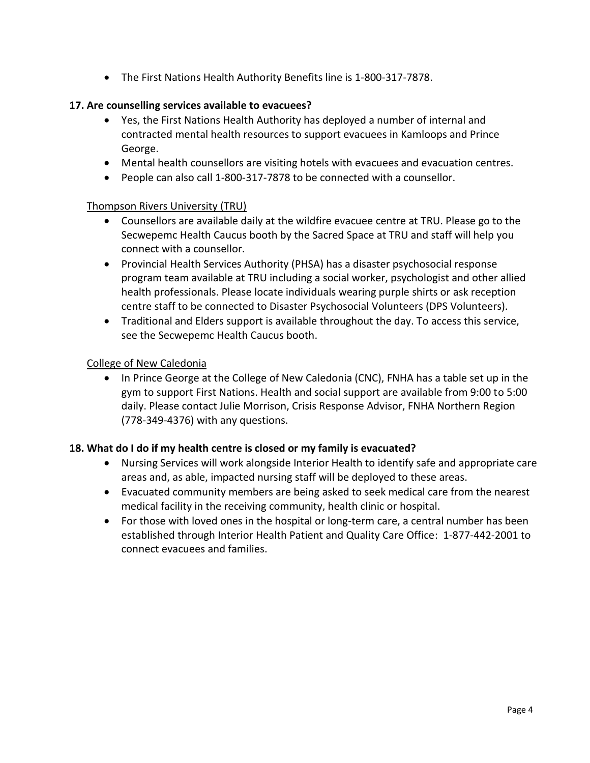- The First Nations Health Authority Benefits line is 1-800-317-7878.

### 17. Are counselling services available to evacuees?

- Yes, the First Nations Health Authority has deployed a number of internal and contracted mental health resources to support evacuees in Kamloops and Prince George.
- Mental health counsellors are visiting hotels with evacuees and evacuation centres.
- People can also call 1-800-317-7878 to be connected with a counsellor.

<u>Thompson Rivers University (TRU)</u>

- Counsellors are available daily at the wildfire evacuee centre at TRU. Please go to the Secwepemc Health Caucus booth by the Sacred Space at TRU and staff will help you connect with a counsellor.
- Provincial Health Services Authority (PHSA) has a disaster psychosocial response program team available at TRU including a social worker, psychologist and other allied health professionals. Please locate individuals wearing purple shirts or ask reception centre staff to be connected to Disaster Psychosocial Volunteers (DPS Volunteers).
- Traditional and Elders support is available throughout the day. To access this service, see the Secwepemc Health Caucus booth.

<u>College of New Caledonia</u>

- In Prince George at the College of New Caledonia (CNC), FNHA has a table set up in the gym to support First Nations. Health and social support are available from 9:00 to 5:00 daily. Please contact Julie Morrison, Crisis Response Advisor, FNHA Northern Region (778-349-4376) with any questions.

### 18. What do I do if my health centre is closed or my family is evacuated?

- Nursing Services will work alongside Interior Health to identify safe and appropriate care areas and, as able, impacted nursing staff will be deployed to these areas.
- Evacuated community members are being asked to seek medical care from the nearest medical facility in the receiving community, health clinic or hospital.
- For those with loved ones in the hospital or long-term care, a central number has been established through Interior Health Patient and Quality Care Office: 1-877-442-2001 to connect evacuees and families.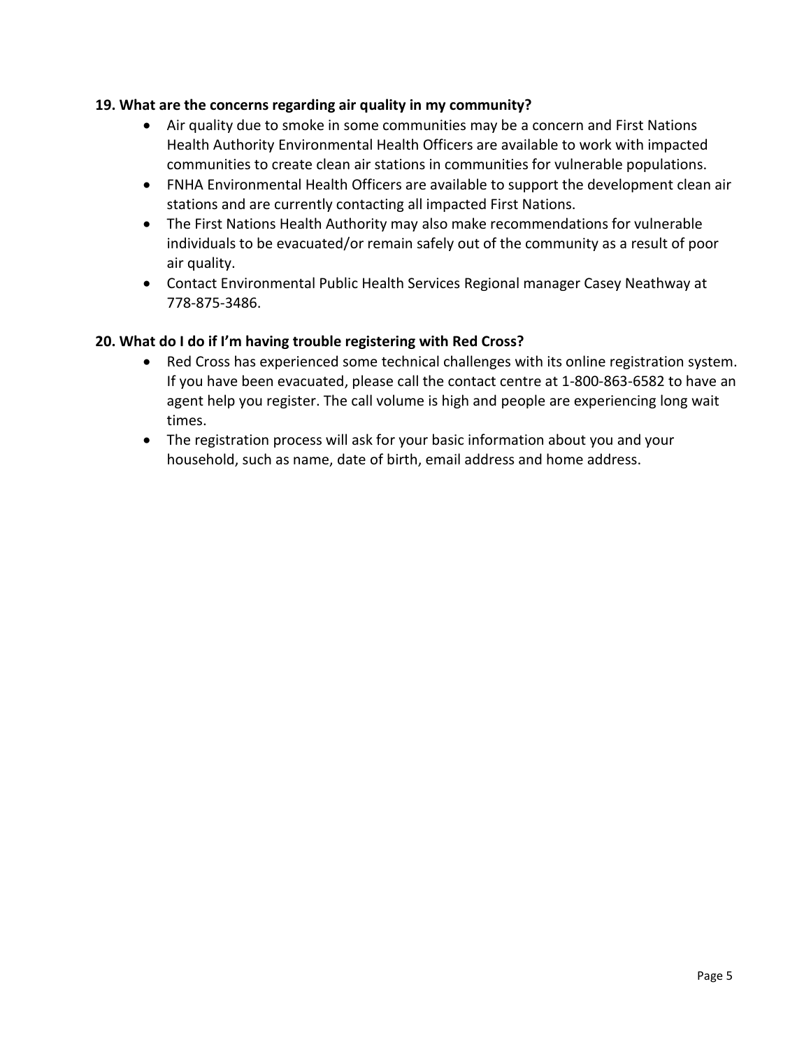**19. What are the concerns regarding air quality in my community?**

- Air quality due to smoke in some communities may be a concern and First Nations Health Authority Environmental Health Officers are available to work with impacted communities to create clean air stations in communities for vulnerable populations.
- FNHA Environmental Health Officers are available to support the development clean air stations and are currently contacting all impacted First Nations.
- The First Nations Health Authority may also make recommendations for vulnerable individuals to be evacuated/or remain safely out of the community as a result of poor air quality.
- Contact Environmental Public Health Services Regional manager Casey Neathway at 778-875-3486.

**20. What do I do if I'm having trouble registering with Red Cross?**

- Red Cross has experienced some technical challenges with its online registration system. If you have been evacuated, please call the contact centre at 1-800-863-6582 to have an agent help you register. The call volume is high and people are experiencing long wait times.
- The registration process will ask for your basic information about you and your household, such as name, date of birth, email address and home address.